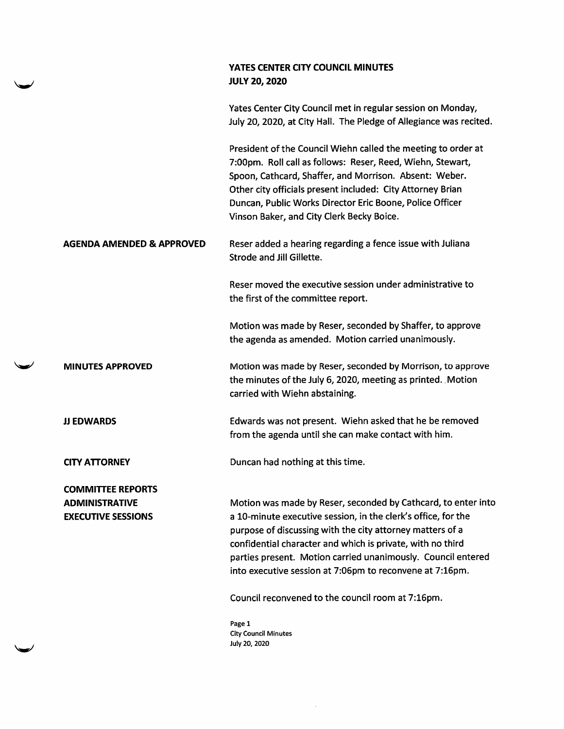# YATES CENTER CITY COUNCIL MINUTES
## JULY 20, 2020

Yates Center City Council met in regular session on Monday, July 20, 2020, at City Hall. The Pledge of Allegiance was recited.

President of the Council Wiehn called the meeting to order at 7:00pm. Roll call as follows: Reser, Reed, Wiehn, Stewart, Spoon, Cathcard, Shaffer, and Morrison. Absent: Weber. Other city officials present included: City Attorney Brian Duncan, Public Works Director Eric Boone, Police Officer Vinson Baker, and City Clerk Becky Boice.

**AGENDA AMENDED & APPROVED**

Reser added a hearing regarding a fence issue with Juliana Strode and Jill Gillette.

Reser moved the executive session under administrative to the first of the committee report.

Motion was made by Reser, seconded by Shaffer, to approve the agenda as amended. Motion carried unanimously.

**MINUTES APPROVED**

Motion was made by Reser, seconded by Morrison, to approve the minutes of the July 6, 2020, meeting as printed. Motion carried with Wiehn abstaining.

**JJ EDWARDS**

Edwards was not present. Wiehn asked that he be removed from the agenda until she can make contact with him.

**CITY ATTORNEY**

Duncan had nothing at this time.

**COMMITTEE REPORTS**
**ADMINISTRATIVE**
**EXECUTIVE SESSIONS**

Motion was made by Reser, seconded by Cathcard, to enter into a 10-minute executive session, in the clerk's office, for the purpose of discussing with the city attorney matters of a confidential character and which is private, with no third parties present. Motion carried unanimously. Council entered into executive session at 7:06pm to reconvene at 7:16pm.

Council reconvened to the council room at 7:16pm.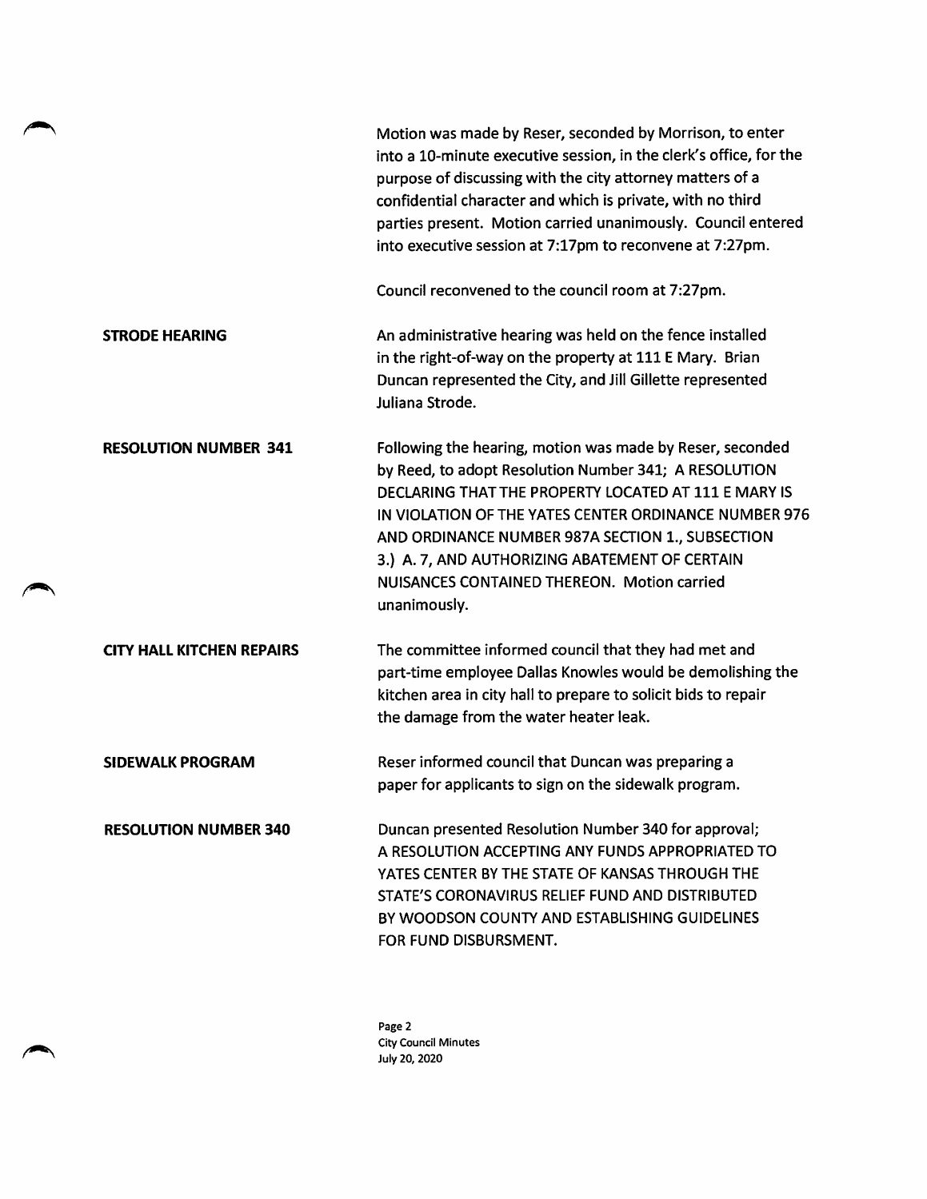Motion was made by Reser, seconded by Morrison, to enter into a 10-minute executive session, in the clerk's office, for the purpose of discussing with the city attorney matters of a confidential character and which is private, with no third parties present. Motion carried unanimously. Council entered into executive session at 7:17pm to reconvene at 7:27pm.

Council reconvened to the council room at 7:27pm.

**STRODE HEARING**

An administrative hearing was held on the fence installed in the right-of-way on the property at 111 E Mary. Brian Duncan represented the City, and Jill Gillette represented Juliana Strode.

**RESOLUTION NUMBER 341**

Following the hearing, motion was made by Reser, seconded by Reed, to adopt Resolution Number 341; A RESOLUTION DECLARING THAT THE PROPERTY LOCATED AT 111 E MARY IS IN VIOLATION OF THE YATES CENTER ORDINANCE NUMBER 976 AND ORDINANCE NUMBER 987A SECTION 1., SUBSECTION 3.) A. 7, AND AUTHORIZING ABATEMENT OF CERTAIN NUISANCES CONTAINED THEREON. Motion carried unanimously.

**CITY HALL KITCHEN REPAIRS**

The committee informed council that they had met and part-time employee Dallas Knowles would be demolishing the kitchen area in city hall to prepare to solicit bids to repair the damage from the water heater leak.

**SIDEWALK PROGRAM**

Reser informed council that Duncan was preparing a paper for applicants to sign on the sidewalk program.

**RESOLUTION NUMBER 340**

Duncan presented Resolution Number 340 for approval; A RESOLUTION ACCEPTING ANY FUNDS APPROPRIATED TO YATES CENTER BY THE STATE OF KANSAS THROUGH THE STATE'S CORONAVIRUS RELIEF FUND AND DISTRIBUTED BY WOODSON COUNTY AND ESTABLISHING GUIDELINES FOR FUND DISBURSMENT.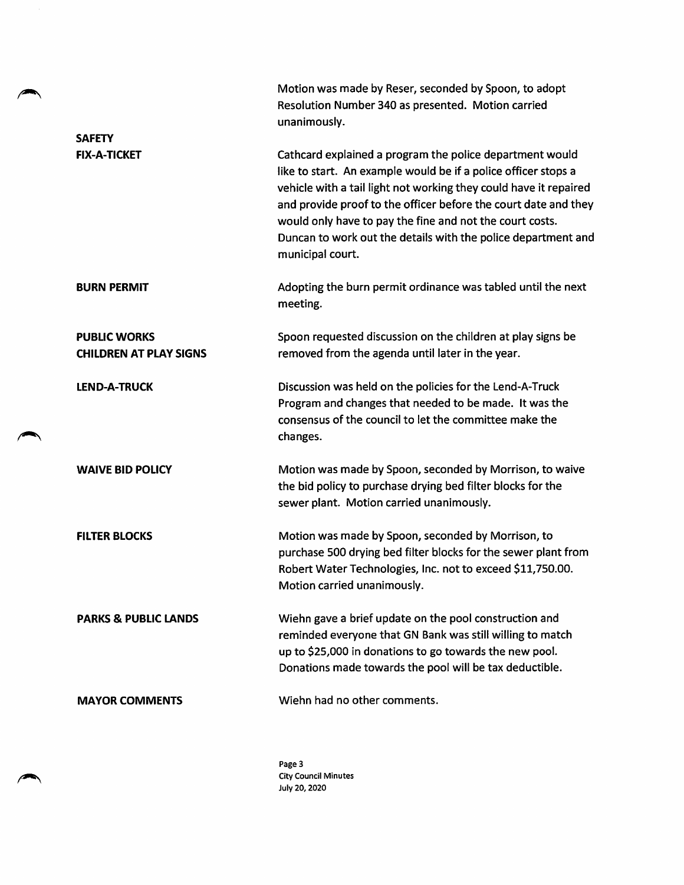Motion was made by Reser, seconded by Spoon, to adopt Resolution Number 340 as presented. Motion carried unanimously.

**SAFETY**

**FIX-A-TICKET**

Cathcard explained a program the police department would like to start. An example would be if a police officer stops a vehicle with a tail light not working they could have it repaired and provide proof to the officer before the court date and they would only have to pay the fine and not the court costs. Duncan to work out the details with the police department and municipal court.

**BURN PERMIT**

Adopting the burn permit ordinance was tabled until the next meeting.

**PUBLIC WORKS**

**CHILDREN AT PLAY SIGNS**

Spoon requested discussion on the children at play signs be removed from the agenda until later in the year.

**LEND-A-TRUCK**

Discussion was held on the policies for the Lend-A-Truck Program and changes that needed to be made. It was the consensus of the council to let the committee make the changes.

**WAIVE BID POLICY**

Motion was made by Spoon, seconded by Morrison, to waive the bid policy to purchase drying bed filter blocks for the sewer plant. Motion carried unanimously.

**FILTER BLOCKS**

Motion was made by Spoon, seconded by Morrison, to purchase 500 drying bed filter blocks for the sewer plant from Robert Water Technologies, Inc. not to exceed $11,750.00. Motion carried unanimously.

**PARKS & PUBLIC LANDS**

Wiehn gave a brief update on the pool construction and reminded everyone that GN Bank was still willing to match up to $25,000 in donations to go towards the new pool. Donations made towards the pool will be tax deductible.

**MAYOR COMMENTS**

Wiehn had no other comments.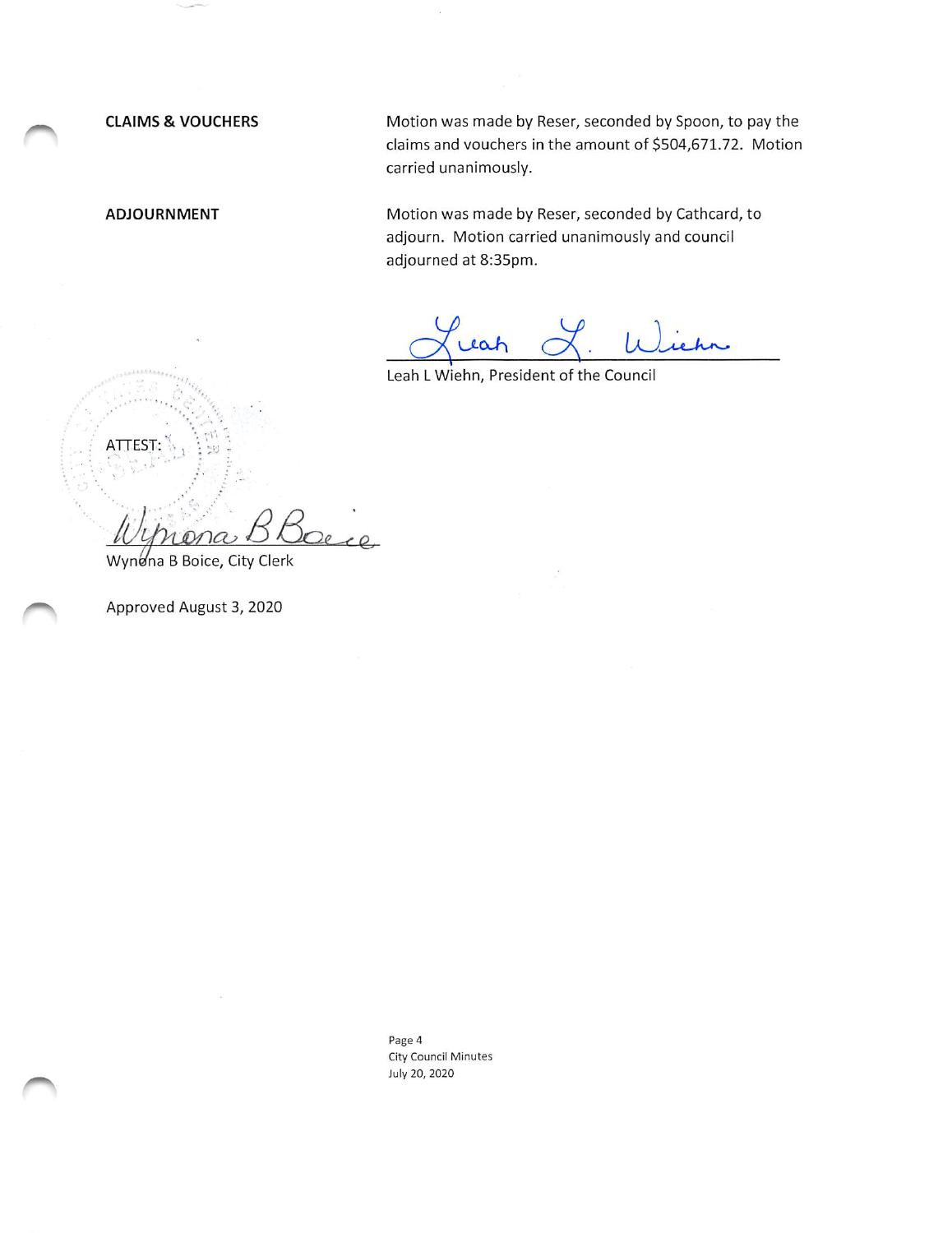**CLAIMS & VOUCHERS**

Motion was made by Reser, seconded by Spoon, to pay the claims and vouchers in the amount of $504,671.72. Motion carried unanimously.

**ADJOURNMENT**

Motion was made by Reser, seconded by Cathcard, to adjourn. Motion carried unanimously and council adjourned at 8:35pm.

Leah L Wiehn

Leah L Wiehn, President of the Council

ATTEST:

Wynona B Boice

Wynona B Boice, City Clerk

Approved August 3, 2020

Page 4
City Council Minutes
July 20, 2020